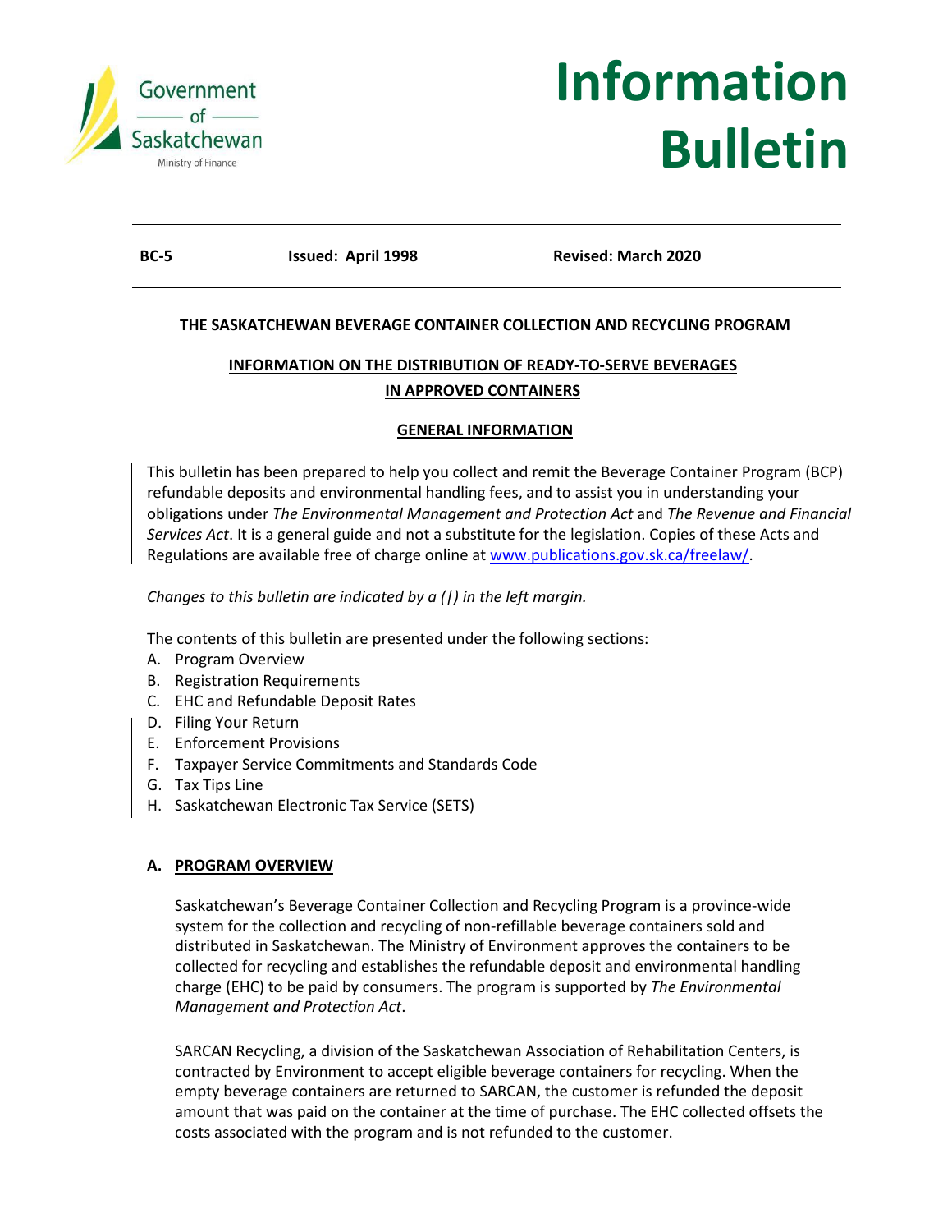Government of Saskatchewan
Ministry of Finance

# Information Bulletin

**BC-5** **Issued: April 1998** **Revised: March 2020**

**THE SASKATCHEWAN BEVERAGE CONTAINER COLLECTION AND RECYCLING PROGRAM**

**INFORMATION ON THE DISTRIBUTION OF READY-TO-SERVE BEVERAGES IN APPROVED CONTAINERS**

**GENERAL INFORMATION**

This bulletin has been prepared to help you collect and remit the Beverage Container Program (BCP) refundable deposits and environmental handling fees, and to assist you in understanding your obligations under *The Environmental Management and Protection Act* and *The Revenue and Financial Services Act*. It is a general guide and not a substitute for the legislation. Copies of these Acts and Regulations are available free of charge online at [www.publications.gov.sk.ca/freelaw/](www.publications.gov.sk.ca/freelaw/).

*Changes to this bulletin are indicated by a (|) in the left margin.*

The contents of this bulletin are presented under the following sections:

A. Program Overview
B. Registration Requirements
C. EHC and Refundable Deposit Rates
D. Filing Your Return
E. Enforcement Provisions
F. Taxpayer Service Commitments and Standards Code
G. Tax Tips Line
H. Saskatchewan Electronic Tax Service (SETS)

## A. PROGRAM OVERVIEW

Saskatchewan's Beverage Container Collection and Recycling Program is a province-wide system for the collection and recycling of non-refillable beverage containers sold and distributed in Saskatchewan. The Ministry of Environment approves the containers to be collected for recycling and establishes the refundable deposit and environmental handling charge (EHC) to be paid by consumers. The program is supported by *The Environmental Management and Protection Act*.

SARCAN Recycling, a division of the Saskatchewan Association of Rehabilitation Centers, is contracted by Environment to accept eligible beverage containers for recycling. When the empty beverage containers are returned to SARCAN, the customer is refunded the deposit amount that was paid on the container at the time of purchase. The EHC collected offsets the costs associated with the program and is not refunded to the customer.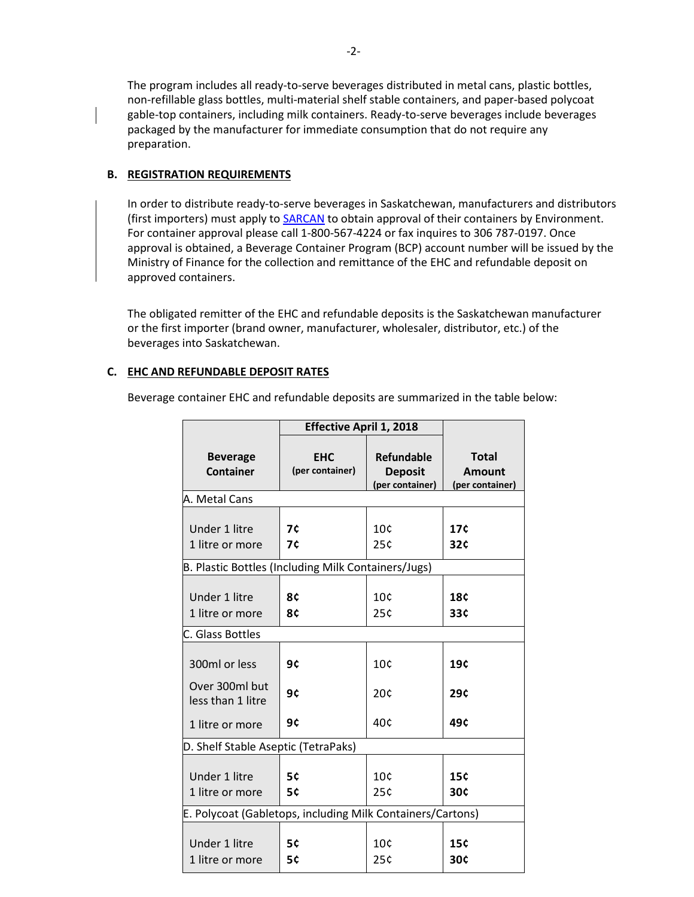The program includes all ready-to-serve beverages distributed in metal cans, plastic bottles, non-refillable glass bottles, multi-material shelf stable containers, and paper-based polycoat gable-top containers, including milk containers. Ready-to-serve beverages include beverages packaged by the manufacturer for immediate consumption that do not require any preparation.

## B. REGISTRATION REQUIREMENTS

In order to distribute ready-to-serve beverages in Saskatchewan, manufacturers and distributors (first importers) must apply to SARCAN to obtain approval of their containers by Environment. For container approval please call 1-800-567-4224 or fax inquires to 306 787-0197. Once approval is obtained, a Beverage Container Program (BCP) account number will be issued by the Ministry of Finance for the collection and remittance of the EHC and refundable deposit on approved containers.

The obligated remitter of the EHC and refundable deposits is the Saskatchewan manufacturer or the first importer (brand owner, manufacturer, wholesaler, distributor, etc.) of the beverages into Saskatchewan.

## C. EHC AND REFUNDABLE DEPOSIT RATES

Beverage container EHC and refundable deposits are summarized in the table below:

| Beverage Container | Effective April 1, 2018 | | Total Amount (per container) |
|---|---|---|---|
| | EHC (per container) | Refundable Deposit (per container) | |
| A. Metal Cans | | | |
| Under 1 litre | **7¢** | 10¢ | **17¢** |
| 1 litre or more | **7¢** | 25¢ | **32¢** |
| B. Plastic Bottles (Including Milk Containers/Jugs) | | | |
| Under 1 litre | **8¢** | 10¢ | **18¢** |
| 1 litre or more | **8¢** | 25¢ | **33¢** |
| C. Glass Bottles | | | |
| 300ml or less | **9¢** | 10¢ | **19¢** |
| Over 300ml but less than 1 litre | **9¢** | 20¢ | **29¢** |
| 1 litre or more | **9¢** | 40¢ | **49¢** |
| D. Shelf Stable Aseptic (TetraPaks) | | | |
| Under 1 litre | **5¢** | 10¢ | **15¢** |
| 1 litre or more | **5¢** | 25¢ | **30¢** |
| E. Polycoat (Gabletops, including Milk Containers/Cartons) | | | |
| Under 1 litre | **5¢** | 10¢ | **15¢** |
| 1 litre or more | **5¢** | 25¢ | **30¢** |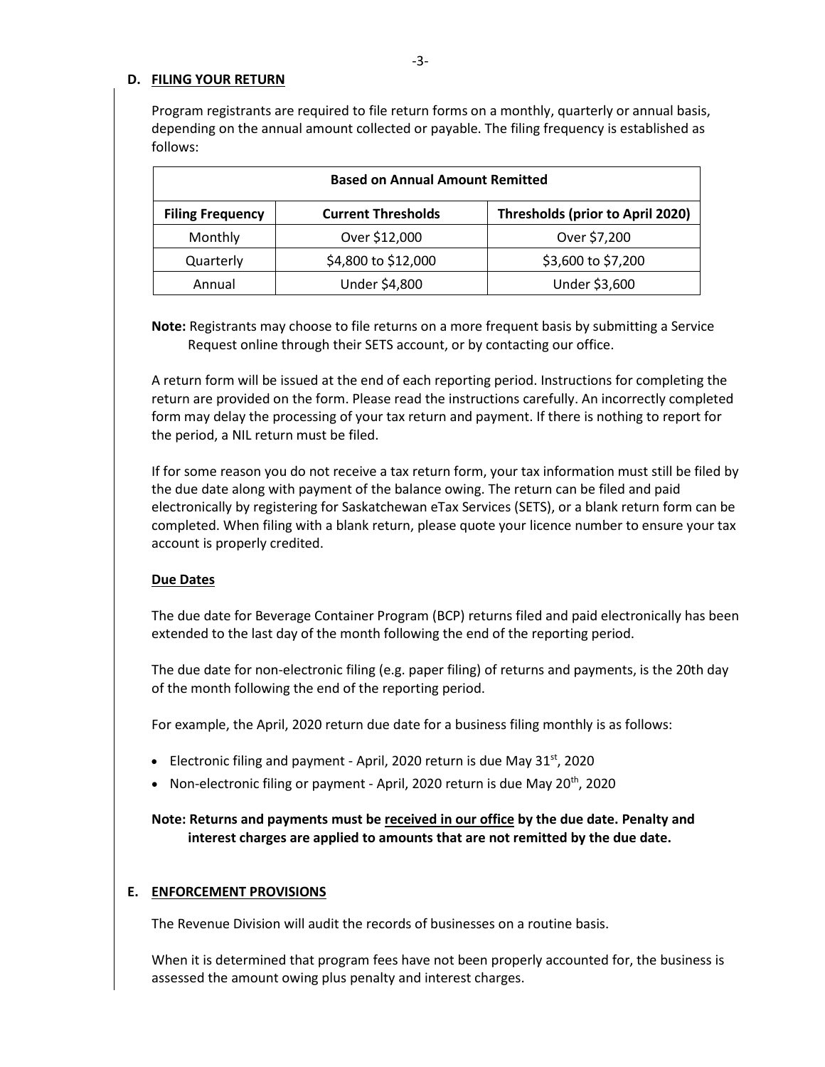## D. FILING YOUR RETURN

Program registrants are required to file return forms on a monthly, quarterly or annual basis, depending on the annual amount collected or payable. The filing frequency is established as follows:

| Based on Annual Amount Remitted | | |
|---|---|---|
| **Filing Frequency** | **Current Thresholds** | **Thresholds (prior to April 2020)** |
| Monthly | Over $12,000 | Over $7,200 |
| Quarterly | $4,800 to $12,000 | $3,600 to $7,200 |
| Annual | Under $4,800 | Under $3,600 |

**Note:** Registrants may choose to file returns on a more frequent basis by submitting a Service Request online through their SETS account, or by contacting our office.

A return form will be issued at the end of each reporting period. Instructions for completing the return are provided on the form. Please read the instructions carefully. An incorrectly completed form may delay the processing of your tax return and payment. If there is nothing to report for the period, a NIL return must be filed.

If for some reason you do not receive a tax return form, your tax information must still be filed by the due date along with payment of the balance owing. The return can be filed and paid electronically by registering for Saskatchewan eTax Services (SETS), or a blank return form can be completed. When filing with a blank return, please quote your licence number to ensure your tax account is properly credited.

### Due Dates

The due date for Beverage Container Program (BCP) returns filed and paid electronically has been extended to the last day of the month following the end of the reporting period.

The due date for non-electronic filing (e.g. paper filing) of returns and payments, is the 20th day of the month following the end of the reporting period.

For example, the April, 2020 return due date for a business filing monthly is as follows:

- Electronic filing and payment - April, 2020 return is due May 31st, 2020
- Non-electronic filing or payment - April, 2020 return is due May 20th, 2020

**Note: Returns and payments must be received in our office by the due date. Penalty and interest charges are applied to amounts that are not remitted by the due date.**

## E. ENFORCEMENT PROVISIONS

The Revenue Division will audit the records of businesses on a routine basis.

When it is determined that program fees have not been properly accounted for, the business is assessed the amount owing plus penalty and interest charges.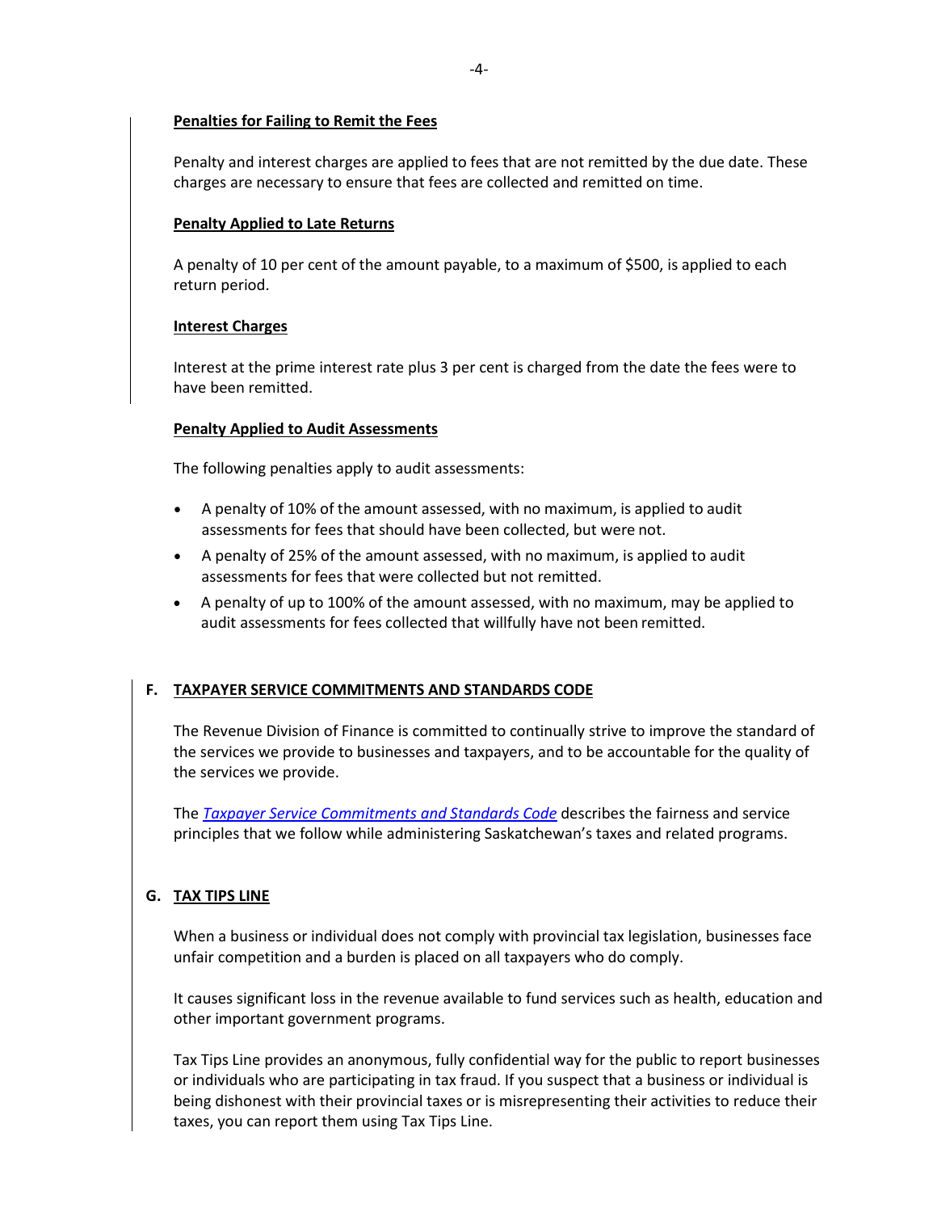**Penalties for Failing to Remit the Fees**

Penalty and interest charges are applied to fees that are not remitted by the due date. These charges are necessary to ensure that fees are collected and remitted on time.

**Penalty Applied to Late Returns**

A penalty of 10 per cent of the amount payable, to a maximum of $500, is applied to each return period.

**Interest Charges**

Interest at the prime interest rate plus 3 per cent is charged from the date the fees were to have been remitted.

**Penalty Applied to Audit Assessments**

The following penalties apply to audit assessments:

- A penalty of 10% of the amount assessed, with no maximum, is applied to audit assessments for fees that should have been collected, but were not.
- A penalty of 25% of the amount assessed, with no maximum, is applied to audit assessments for fees that were collected but not remitted.
- A penalty of up to 100% of the amount assessed, with no maximum, may be applied to audit assessments for fees collected that willfully have not been remitted.

## F. TAXPAYER SERVICE COMMITMENTS AND STANDARDS CODE

The Revenue Division of Finance is committed to continually strive to improve the standard of the services we provide to businesses and taxpayers, and to be accountable for the quality of the services we provide.

The *Taxpayer Service Commitments and Standards Code* describes the fairness and service principles that we follow while administering Saskatchewan's taxes and related programs.

## G. TAX TIPS LINE

When a business or individual does not comply with provincial tax legislation, businesses face unfair competition and a burden is placed on all taxpayers who do comply.

It causes significant loss in the revenue available to fund services such as health, education and other important government programs.

Tax Tips Line provides an anonymous, fully confidential way for the public to report businesses or individuals who are participating in tax fraud. If you suspect that a business or individual is being dishonest with their provincial taxes or is misrepresenting their activities to reduce their taxes, you can report them using Tax Tips Line.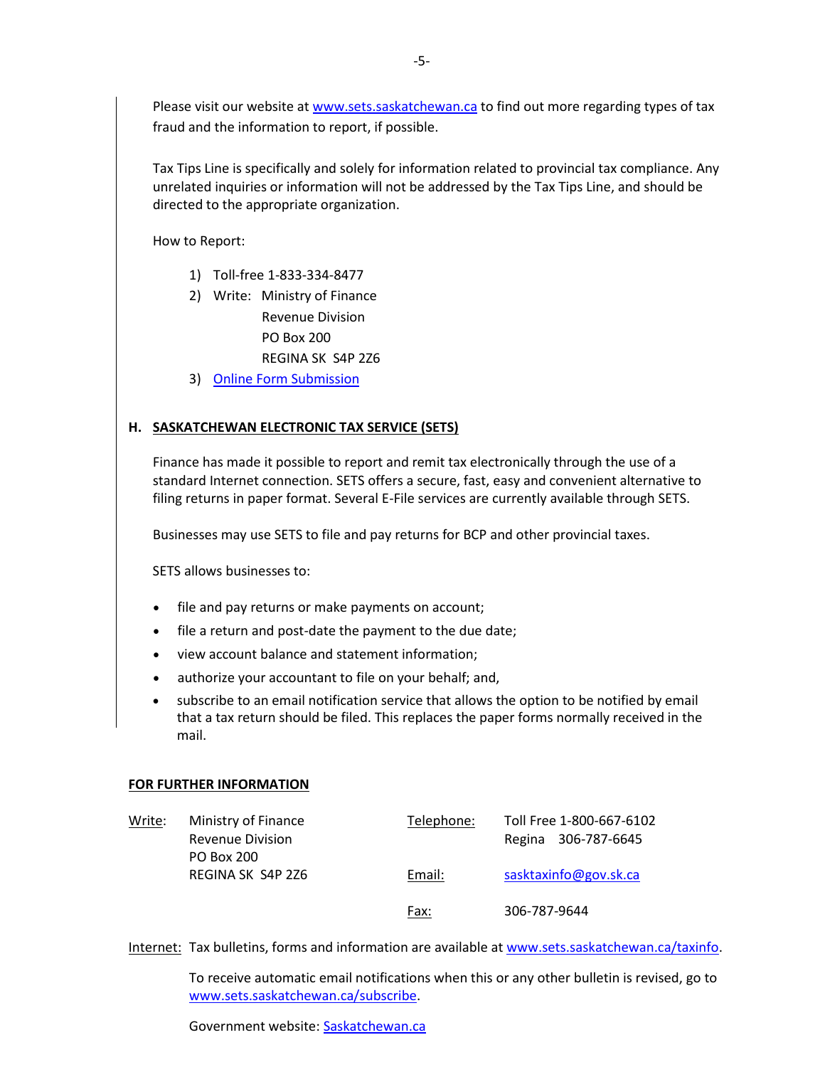Please visit our website at [www.sets.saskatchewan.ca](www.sets.saskatchewan.ca) to find out more regarding types of tax fraud and the information to report, if possible.

Tax Tips Line is specifically and solely for information related to provincial tax compliance. Any unrelated inquiries or information will not be addressed by the Tax Tips Line, and should be directed to the appropriate organization.

How to Report:

1) Toll-free 1-833-334-8477
2) Write: Ministry of Finance
   Revenue Division
   PO Box 200
   REGINA SK S4P 2Z6
3) Online Form Submission

## H. SASKATCHEWAN ELECTRONIC TAX SERVICE (SETS)

Finance has made it possible to report and remit tax electronically through the use of a standard Internet connection. SETS offers a secure, fast, easy and convenient alternative to filing returns in paper format. Several E-File services are currently available through SETS.

Businesses may use SETS to file and pay returns for BCP and other provincial taxes.

SETS allows businesses to:

- file and pay returns or make payments on account;
- file a return and post-date the payment to the due date;
- view account balance and statement information;
- authorize your accountant to file on your behalf; and,
- subscribe to an email notification service that allows the option to be notified by email that a tax return should be filed. This replaces the paper forms normally received in the mail.

## FOR FURTHER INFORMATION

| | | | |
|---|---|---|---|
| Write: | Ministry of Finance<br>Revenue Division<br>PO Box 200<br>REGINA SK S4P 2Z6 | Telephone: | Toll Free 1-800-667-6102<br>Regina 306-787-6645 |
| | | Email: | sasktaxinfo@gov.sk.ca |
| | | Fax: | 306-787-9644 |

Internet: Tax bulletins, forms and information are available at [www.sets.saskatchewan.ca/taxinfo](www.sets.saskatchewan.ca/taxinfo).

To receive automatic email notifications when this or any other bulletin is revised, go to [www.sets.saskatchewan.ca/subscribe](www.sets.saskatchewan.ca/subscribe).

Government website: Saskatchewan.ca